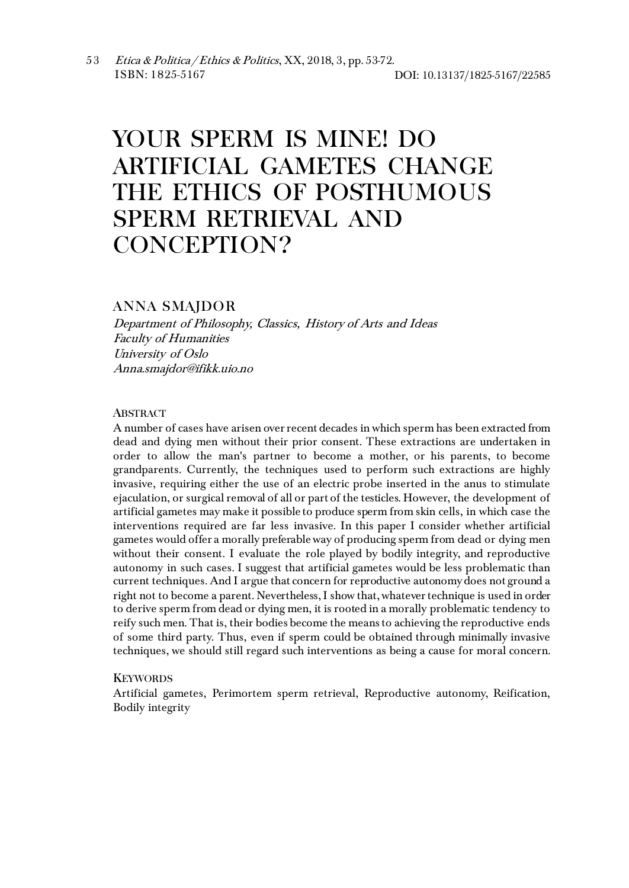# YOUR SPERM IS MINE! DO ARTIFICIAL GAMETES CHANGE THE ETHICS OF POSTHUMOUS SPERM RETRIEVAL AND CONCEPTION?

ANNA SMAJDOR

*Department of Philosophy, Classics, History of Arts and Ideas*
*Faculty of Humanities*
*University of Oslo*
*Anna.smajdor@ifikk.uio.no*

## Abstract

A number of cases have arisen over recent decades in which sperm has been extracted from dead and dying men without their prior consent. These extractions are undertaken in order to allow the man's partner to become a mother, or his parents, to become grandparents. Currently, the techniques used to perform such extractions are highly invasive, requiring either the use of an electric probe inserted in the anus to stimulate ejaculation, or surgical removal of all or part of the testicles. However, the development of artificial gametes may make it possible to produce sperm from skin cells, in which case the interventions required are far less invasive. In this paper I consider whether artificial gametes would offer a morally preferable way of producing sperm from dead or dying men without their consent. I evaluate the role played by bodily integrity, and reproductive autonomy in such cases. I suggest that artificial gametes would be less problematic than current techniques. And I argue that concern for reproductive autonomy does not ground a right not to become a parent. Nevertheless, I show that, whatever technique is used in order to derive sperm from dead or dying men, it is rooted in a morally problematic tendency to reify such men. That is, their bodies become the means to achieving the reproductive ends of some third party. Thus, even if sperm could be obtained through minimally invasive techniques, we should still regard such interventions as being a cause for moral concern.

## Keywords

Artificial gametes, Perimortem sperm retrieval, Reproductive autonomy, Reification, Bodily integrity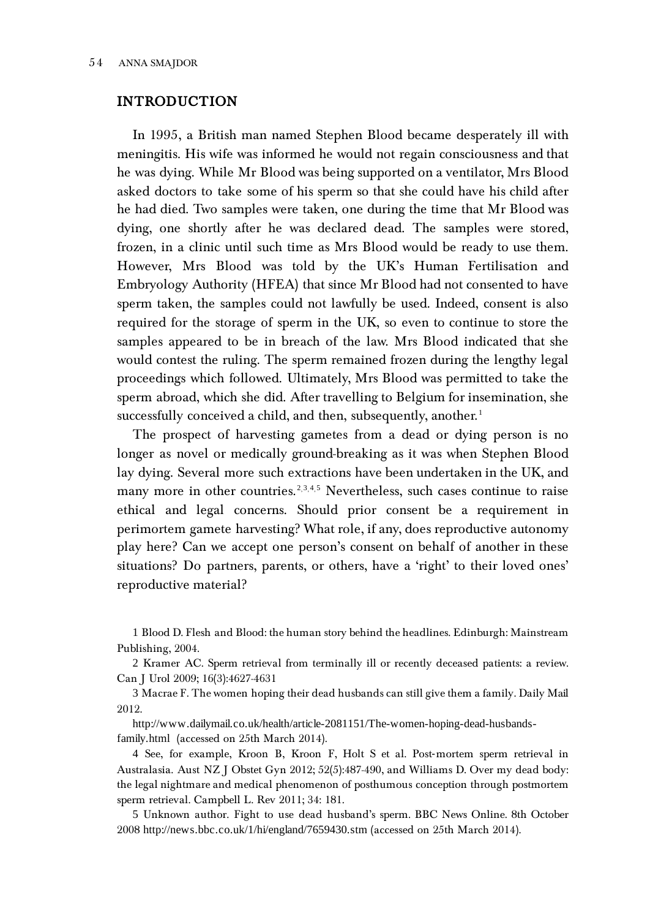## INTRODUCTION

In 1995, a British man named Stephen Blood became desperately ill with meningitis. His wife was informed he would not regain consciousness and that he was dying. While Mr Blood was being supported on a ventilator, Mrs Blood asked doctors to take some of his sperm so that she could have his child after he had died. Two samples were taken, one during the time that Mr Blood was dying, one shortly after he was declared dead. The samples were stored, frozen, in a clinic until such time as Mrs Blood would be ready to use them. However, Mrs Blood was told by the UK's Human Fertilisation and Embryology Authority (HFEA) that since Mr Blood had not consented to have sperm taken, the samples could not lawfully be used. Indeed, consent is also required for the storage of sperm in the UK, so even to continue to store the samples appeared to be in breach of the law. Mrs Blood indicated that she would contest the ruling. The sperm remained frozen during the lengthy legal proceedings which followed. Ultimately, Mrs Blood was permitted to take the sperm abroad, which she did. After travelling to Belgium for insemination, she successfully conceived a child, and then, subsequently, another.[1]

The prospect of harvesting gametes from a dead or dying person is no longer as novel or medically ground-breaking as it was when Stephen Blood lay dying. Several more such extractions have been undertaken in the UK, and many more in other countries.[2,3,4,5] Nevertheless, such cases continue to raise ethical and legal concerns. Should prior consent be a requirement in perimortem gamete harvesting? What role, if any, does reproductive autonomy play here? Can we accept one person's consent on behalf of another in these situations? Do partners, parents, or others, have a 'right' to their loved ones' reproductive material?

1 Blood D. Flesh and Blood: the human story behind the headlines. Edinburgh: Mainstream Publishing, 2004.

2 Kramer AC. Sperm retrieval from terminally ill or recently deceased patients: a review. Can J Urol 2009; 16(3):4627-4631

3 Macrae F. The women hoping their dead husbands can still give them a family. Daily Mail 2012. http://www.dailymail.co.uk/health/article-2081151/The-women-hoping-dead-husbands-family.html (accessed on 25th March 2014).

4 See, for example, Kroon B, Kroon F, Holt S et al. Post-mortem sperm retrieval in Australasia. Aust NZ J Obstet Gyn 2012; 52(5):487-490, and Williams D. Over my dead body: the legal nightmare and medical phenomenon of posthumous conception through postmortem sperm retrieval. Campbell L. Rev 2011; 34: 181.

5 Unknown author. Fight to use dead husband's sperm. BBC News Online. 8th October 2008 http://news.bbc.co.uk/1/hi/england/7659430.stm (accessed on 25th March 2014).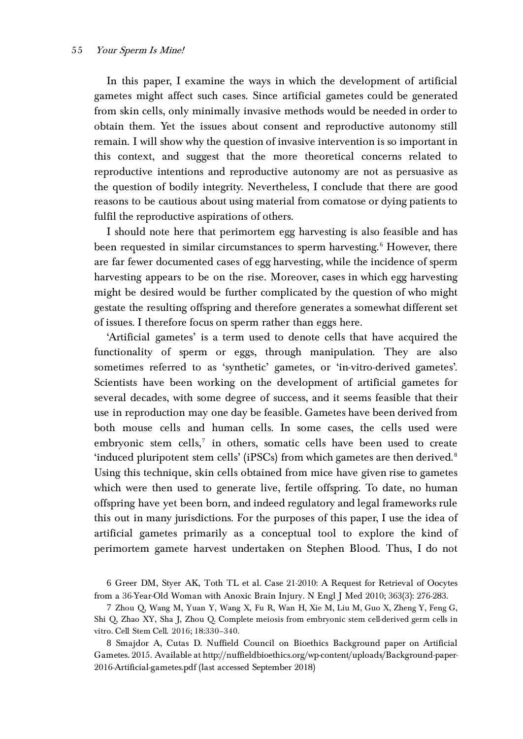In this paper, I examine the ways in which the development of artificial gametes might affect such cases. Since artificial gametes could be generated from skin cells, only minimally invasive methods would be needed in order to obtain them. Yet the issues about consent and reproductive autonomy still remain. I will show why the question of invasive intervention is so important in this context, and suggest that the more theoretical concerns related to reproductive intentions and reproductive autonomy are not as persuasive as the question of bodily integrity. Nevertheless, I conclude that there are good reasons to be cautious about using material from comatose or dying patients to fulfil the reproductive aspirations of others.

I should note here that perimortem egg harvesting is also feasible and has been requested in similar circumstances to sperm harvesting.[6] However, there are far fewer documented cases of egg harvesting, while the incidence of sperm harvesting appears to be on the rise. Moreover, cases in which egg harvesting might be desired would be further complicated by the question of who might gestate the resulting offspring and therefore generates a somewhat different set of issues. I therefore focus on sperm rather than eggs here.

'Artificial gametes' is a term used to denote cells that have acquired the functionality of sperm or eggs, through manipulation. They are also sometimes referred to as 'synthetic' gametes, or 'in-vitro-derived gametes'. Scientists have been working on the development of artificial gametes for several decades, with some degree of success, and it seems feasible that their use in reproduction may one day be feasible. Gametes have been derived from both mouse cells and human cells. In some cases, the cells used were embryonic stem cells,[7] in others, somatic cells have been used to create 'induced pluripotent stem cells' (iPSCs) from which gametes are then derived.[8] Using this technique, skin cells obtained from mice have given rise to gametes which were then used to generate live, fertile offspring. To date, no human offspring have yet been born, and indeed regulatory and legal frameworks rule this out in many jurisdictions. For the purposes of this paper, I use the idea of artificial gametes primarily as a conceptual tool to explore the kind of perimortem gamete harvest undertaken on Stephen Blood. Thus, I do not

6 Greer DM, Styer AK, Toth TL et al. Case 21-2010: A Request for Retrieval of Oocytes from a 36-Year-Old Woman with Anoxic Brain Injury. N Engl J Med 2010; 363(3): 276-283.

7 Zhou Q, Wang M, Yuan Y, Wang X, Fu R, Wan H, Xie M, Liu M, Guo X, Zheng Y, Feng G, Shi Q, Zhao XY, Sha J, Zhou Q. Complete meiosis from embryonic stem cell-derived germ cells in vitro. Cell Stem Cell. 2016; 18:330–340.

8 Smajdor A, Cutas D. Nuffield Council on Bioethics Background paper on Artificial Gametes. 2015. Available at http://nuffieldbioethics.org/wp-content/uploads/Background-paper-2016-Artificial-gametes.pdf (last accessed September 2018)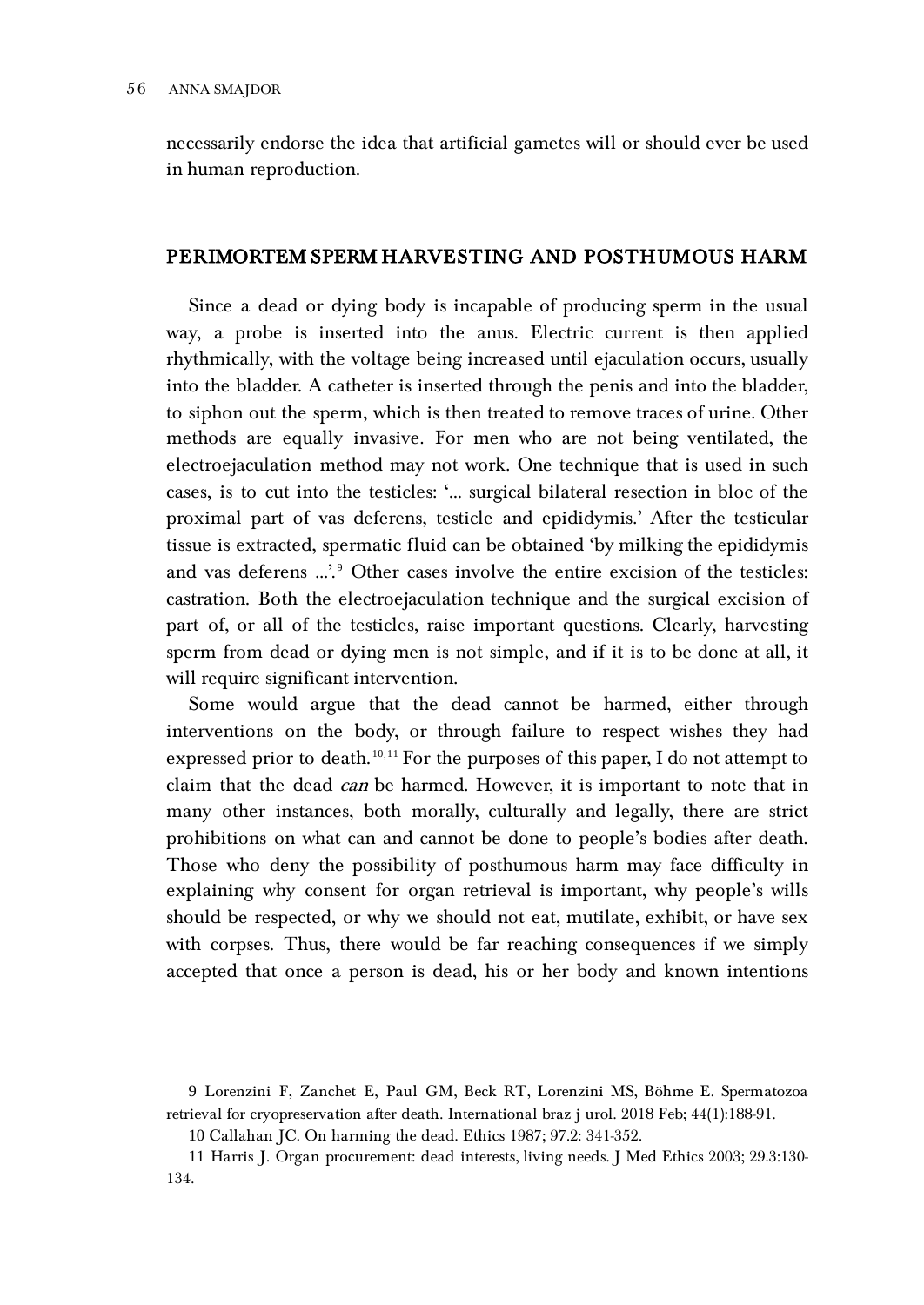necessarily endorse the idea that artificial gametes will or should ever be used in human reproduction.

## PERIMORTEM SPERM HARVESTING AND POSTHUMOUS HARM

Since a dead or dying body is incapable of producing sperm in the usual way, a probe is inserted into the anus. Electric current is then applied rhythmically, with the voltage being increased until ejaculation occurs, usually into the bladder. A catheter is inserted through the penis and into the bladder, to siphon out the sperm, which is then treated to remove traces of urine. Other methods are equally invasive. For men who are not being ventilated, the electroejaculation method may not work. One technique that is used in such cases, is to cut into the testicles: '... surgical bilateral resection in bloc of the proximal part of vas deferens, testicle and epididymis.' After the testicular tissue is extracted, spermatic fluid can be obtained 'by milking the epididymis and vas deferens ...'.[9] Other cases involve the entire excision of the testicles: castration. Both the electroejaculation technique and the surgical excision of part of, or all of the testicles, raise important questions. Clearly, harvesting sperm from dead or dying men is not simple, and if it is to be done at all, it will require significant intervention.

Some would argue that the dead cannot be harmed, either through interventions on the body, or through failure to respect wishes they had expressed prior to death.[10,11] For the purposes of this paper, I do not attempt to claim that the dead *can* be harmed. However, it is important to note that in many other instances, both morally, culturally and legally, there are strict prohibitions on what can and cannot be done to people's bodies after death. Those who deny the possibility of posthumous harm may face difficulty in explaining why consent for organ retrieval is important, why people's wills should be respected, or why we should not eat, mutilate, exhibit, or have sex with corpses. Thus, there would be far reaching consequences if we simply accepted that once a person is dead, his or her body and known intentions

9 Lorenzini F, Zanchet E, Paul GM, Beck RT, Lorenzini MS, Böhme E. Spermatozoa retrieval for cryopreservation after death. International braz j urol. 2018 Feb; 44(1):188-91.

10 Callahan JC. On harming the dead. Ethics 1987; 97.2: 341-352.

11 Harris J. Organ procurement: dead interests, living needs. J Med Ethics 2003; 29.3:130-134.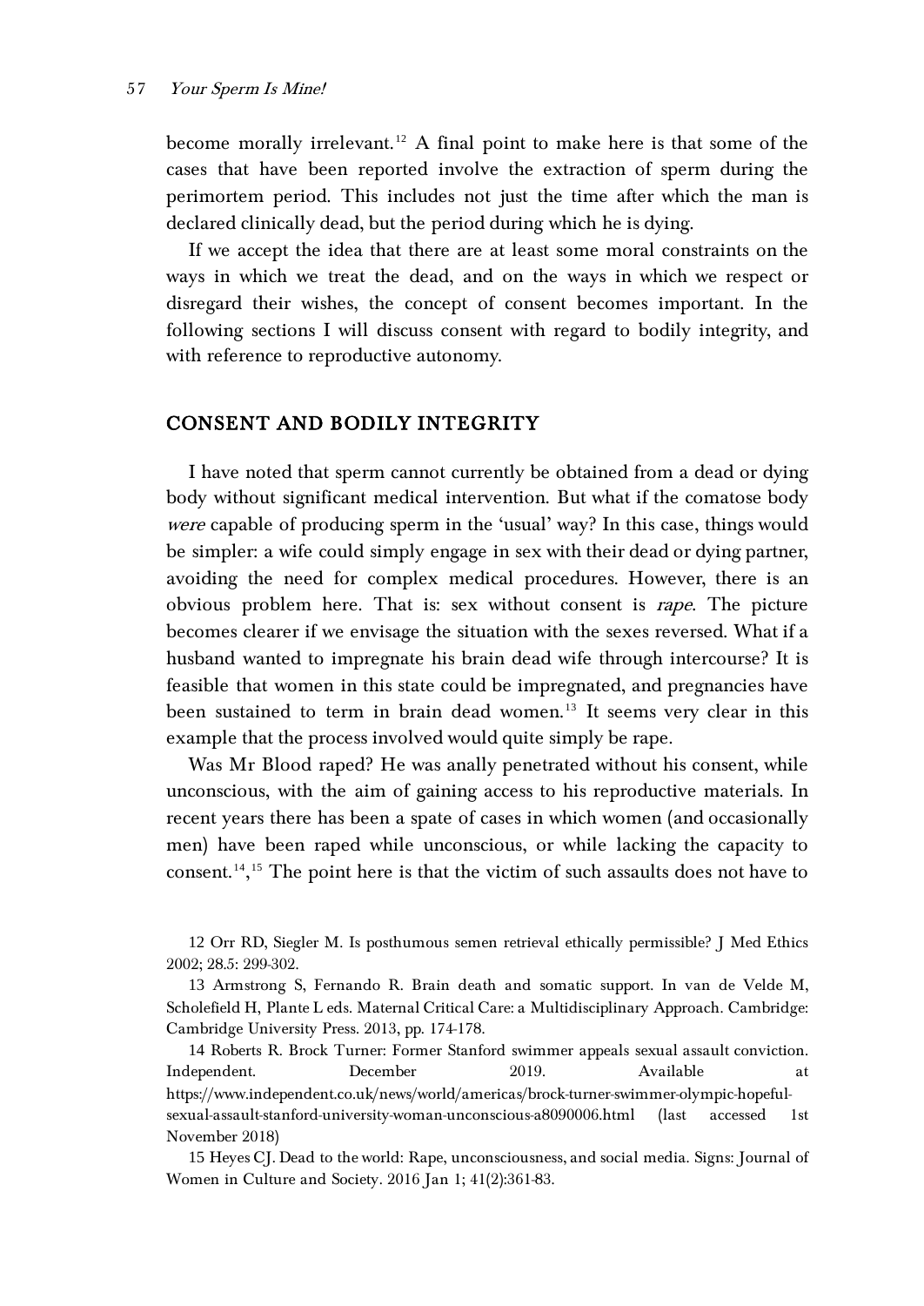become morally irrelevant.[12] A final point to make here is that some of the cases that have been reported involve the extraction of sperm during the perimortem period. This includes not just the time after which the man is declared clinically dead, but the period during which he is dying.

If we accept the idea that there are at least some moral constraints on the ways in which we treat the dead, and on the ways in which we respect or disregard their wishes, the concept of consent becomes important. In the following sections I will discuss consent with regard to bodily integrity, and with reference to reproductive autonomy.

## CONSENT AND BODILY INTEGRITY

I have noted that sperm cannot currently be obtained from a dead or dying body without significant medical intervention. But what if the comatose body *were* capable of producing sperm in the 'usual' way? In this case, things would be simpler: a wife could simply engage in sex with their dead or dying partner, avoiding the need for complex medical procedures. However, there is an obvious problem here. That is: sex without consent is *rape*. The picture becomes clearer if we envisage the situation with the sexes reversed. What if a husband wanted to impregnate his brain dead wife through intercourse? It is feasible that women in this state could be impregnated, and pregnancies have been sustained to term in brain dead women.[13] It seems very clear in this example that the process involved would quite simply be rape.

Was Mr Blood raped? He was anally penetrated without his consent, while unconscious, with the aim of gaining access to his reproductive materials. In recent years there has been a spate of cases in which women (and occasionally men) have been raped while unconscious, or while lacking the capacity to consent.[14],[15] The point here is that the victim of such assaults does not have to

12 Orr RD, Siegler M. Is posthumous semen retrieval ethically permissible? J Med Ethics 2002; 28.5: 299-302.

13 Armstrong S, Fernando R. Brain death and somatic support. In van de Velde M, Scholefield H, Plante L eds. Maternal Critical Care: a Multidisciplinary Approach. Cambridge: Cambridge University Press. 2013, pp. 174-178.

14 Roberts R. Brock Turner: Former Stanford swimmer appeals sexual assault conviction. Independent. December 2019. Available at https://www.independent.co.uk/news/world/americas/brock-turner-swimmer-olympic-hopeful-sexual-assault-stanford-university-woman-unconscious-a8090006.html (last accessed 1st November 2018)

15 Heyes CJ. Dead to the world: Rape, unconsciousness, and social media. Signs: Journal of Women in Culture and Society. 2016 Jan 1; 41(2):361-83.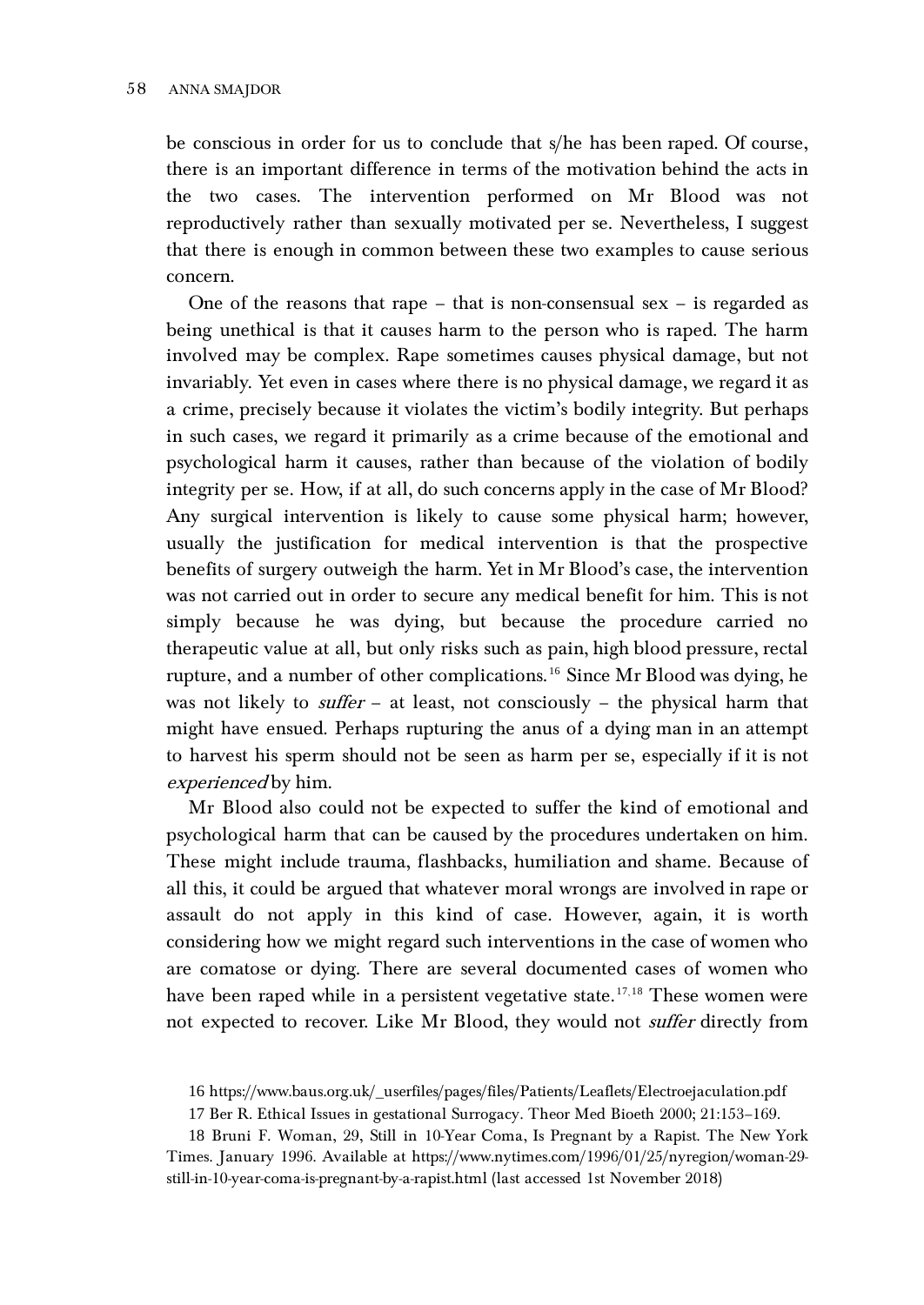be conscious in order for us to conclude that s/he has been raped. Of course, there is an important difference in terms of the motivation behind the acts in the two cases. The intervention performed on Mr Blood was not reproductively rather than sexually motivated per se. Nevertheless, I suggest that there is enough in common between these two examples to cause serious concern.

One of the reasons that rape – that is non-consensual sex – is regarded as being unethical is that it causes harm to the person who is raped. The harm involved may be complex. Rape sometimes causes physical damage, but not invariably. Yet even in cases where there is no physical damage, we regard it as a crime, precisely because it violates the victim's bodily integrity. But perhaps in such cases, we regard it primarily as a crime because of the emotional and psychological harm it causes, rather than because of the violation of bodily integrity per se. How, if at all, do such concerns apply in the case of Mr Blood? Any surgical intervention is likely to cause some physical harm; however, usually the justification for medical intervention is that the prospective benefits of surgery outweigh the harm. Yet in Mr Blood's case, the intervention was not carried out in order to secure any medical benefit for him. This is not simply because he was dying, but because the procedure carried no therapeutic value at all, but only risks such as pain, high blood pressure, rectal rupture, and a number of other complications.[16] Since Mr Blood was dying, he was not likely to *suffer* – at least, not consciously – the physical harm that might have ensued. Perhaps rupturing the anus of a dying man in an attempt to harvest his sperm should not be seen as harm per se, especially if it is not *experienced* by him.

Mr Blood also could not be expected to suffer the kind of emotional and psychological harm that can be caused by the procedures undertaken on him. These might include trauma, flashbacks, humiliation and shame. Because of all this, it could be argued that whatever moral wrongs are involved in rape or assault do not apply in this kind of case. However, again, it is worth considering how we might regard such interventions in the case of women who are comatose or dying. There are several documented cases of women who have been raped while in a persistent vegetative state.[17,18] These women were not expected to recover. Like Mr Blood, they would not *suffer* directly from

16 https://www.baus.org.uk/_userfiles/pages/files/Patients/Leaflets/Electroejaculation.pdf

17 Ber R. Ethical Issues in gestational Surrogacy. Theor Med Bioeth 2000; 21:153–169.

18 Bruni F. Woman, 29, Still in 10-Year Coma, Is Pregnant by a Rapist. The New York Times. January 1996. Available at https://www.nytimes.com/1996/01/25/nyregion/woman-29-still-in-10-year-coma-is-pregnant-by-a-rapist.html (last accessed 1st November 2018)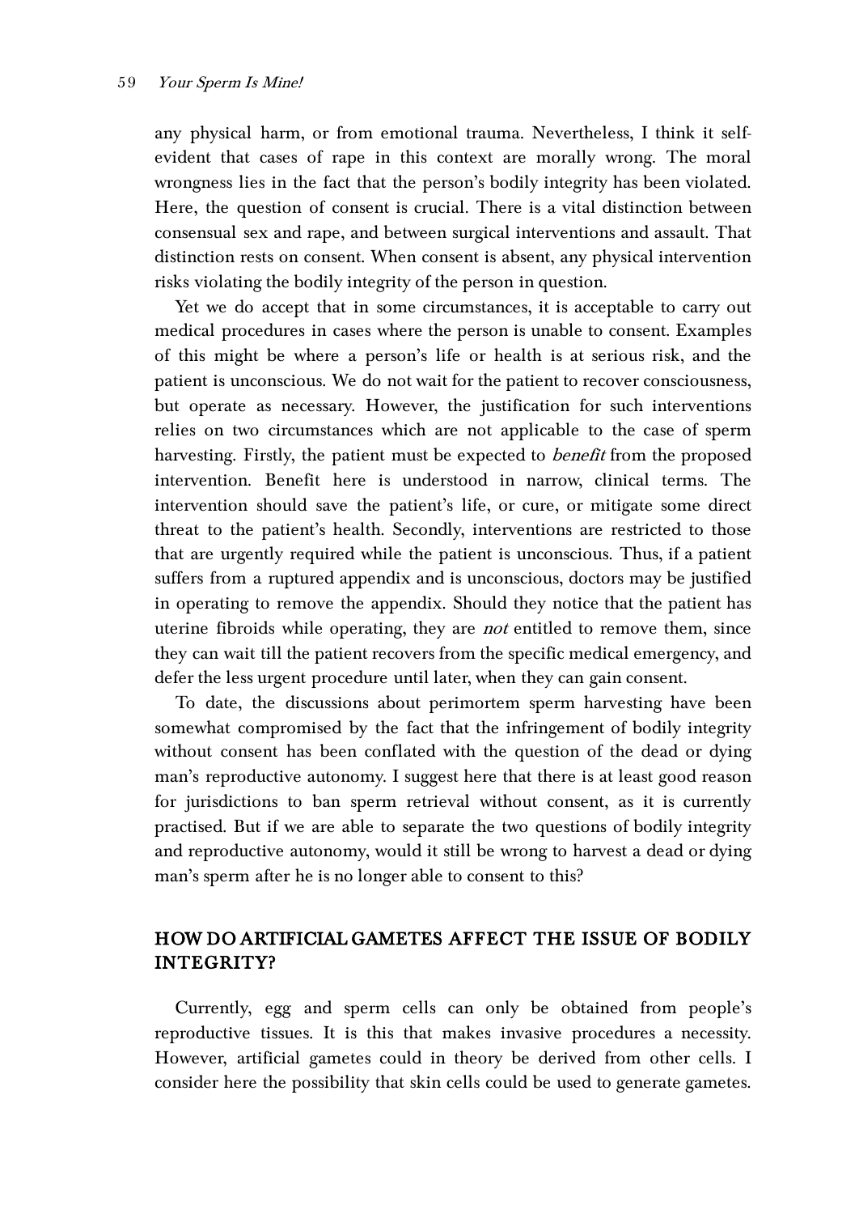any physical harm, or from emotional trauma. Nevertheless, I think it self-evident that cases of rape in this context are morally wrong. The moral wrongness lies in the fact that the person's bodily integrity has been violated. Here, the question of consent is crucial. There is a vital distinction between consensual sex and rape, and between surgical interventions and assault. That distinction rests on consent. When consent is absent, any physical intervention risks violating the bodily integrity of the person in question.

Yet we do accept that in some circumstances, it is acceptable to carry out medical procedures in cases where the person is unable to consent. Examples of this might be where a person's life or health is at serious risk, and the patient is unconscious. We do not wait for the patient to recover consciousness, but operate as necessary. However, the justification for such interventions relies on two circumstances which are not applicable to the case of sperm harvesting. Firstly, the patient must be expected to *benefit* from the proposed intervention. Benefit here is understood in narrow, clinical terms. The intervention should save the patient's life, or cure, or mitigate some direct threat to the patient's health. Secondly, interventions are restricted to those that are urgently required while the patient is unconscious. Thus, if a patient suffers from a ruptured appendix and is unconscious, doctors may be justified in operating to remove the appendix. Should they notice that the patient has uterine fibroids while operating, they are *not* entitled to remove them, since they can wait till the patient recovers from the specific medical emergency, and defer the less urgent procedure until later, when they can gain consent.

To date, the discussions about perimortem sperm harvesting have been somewhat compromised by the fact that the infringement of bodily integrity without consent has been conflated with the question of the dead or dying man's reproductive autonomy. I suggest here that there is at least good reason for jurisdictions to ban sperm retrieval without consent, as it is currently practised. But if we are able to separate the two questions of bodily integrity and reproductive autonomy, would it still be wrong to harvest a dead or dying man's sperm after he is no longer able to consent to this?

## HOW DO ARTIFICIAL GAMETES AFFECT THE ISSUE OF BODILY INTEGRITY?

Currently, egg and sperm cells can only be obtained from people's reproductive tissues. It is this that makes invasive procedures a necessity. However, artificial gametes could in theory be derived from other cells. I consider here the possibility that skin cells could be used to generate gametes.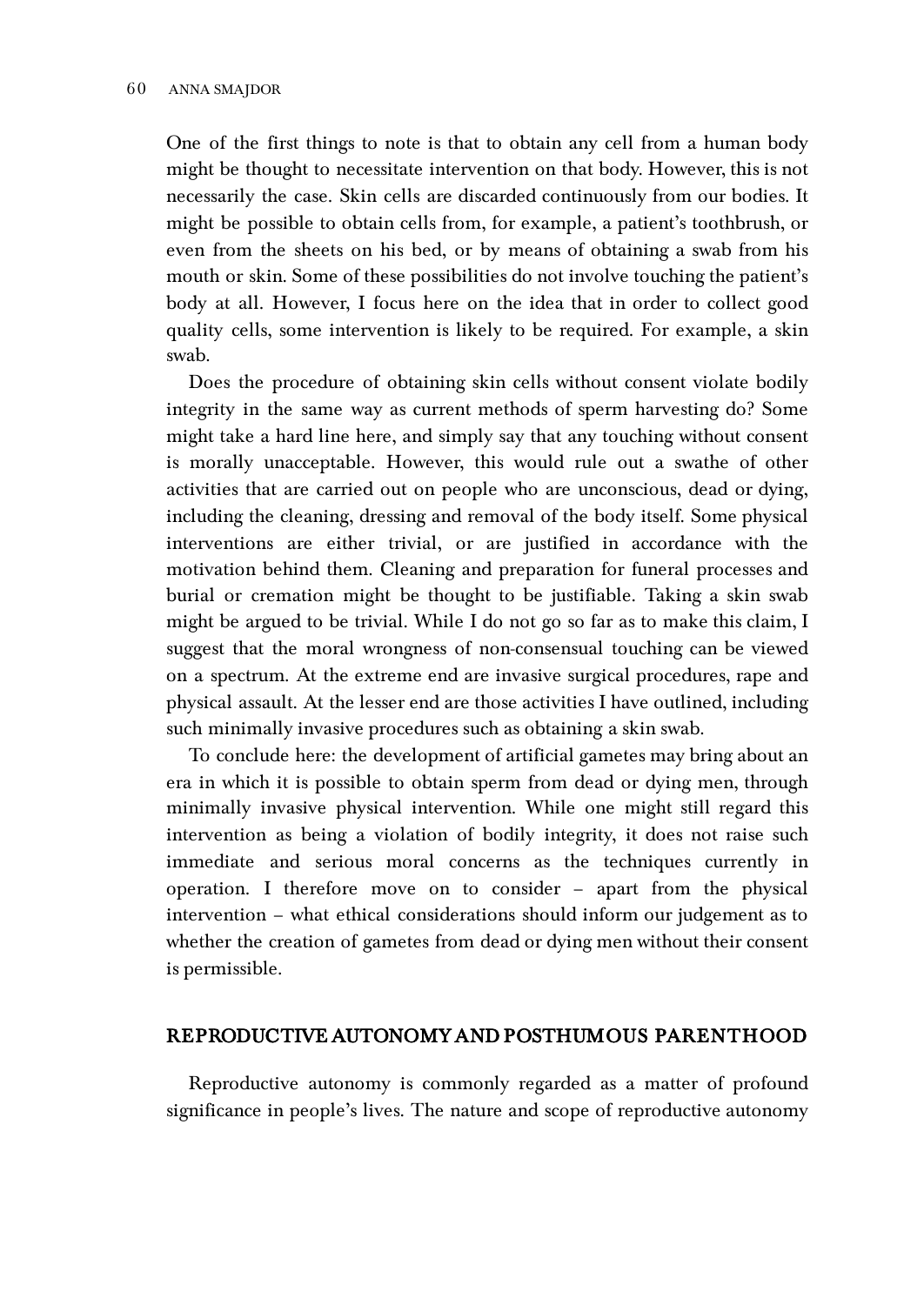One of the first things to note is that to obtain any cell from a human body might be thought to necessitate intervention on that body. However, this is not necessarily the case. Skin cells are discarded continuously from our bodies. It might be possible to obtain cells from, for example, a patient's toothbrush, or even from the sheets on his bed, or by means of obtaining a swab from his mouth or skin. Some of these possibilities do not involve touching the patient's body at all. However, I focus here on the idea that in order to collect good quality cells, some intervention is likely to be required. For example, a skin swab.

Does the procedure of obtaining skin cells without consent violate bodily integrity in the same way as current methods of sperm harvesting do? Some might take a hard line here, and simply say that any touching without consent is morally unacceptable. However, this would rule out a swathe of other activities that are carried out on people who are unconscious, dead or dying, including the cleaning, dressing and removal of the body itself. Some physical interventions are either trivial, or are justified in accordance with the motivation behind them. Cleaning and preparation for funeral processes and burial or cremation might be thought to be justifiable. Taking a skin swab might be argued to be trivial. While I do not go so far as to make this claim, I suggest that the moral wrongness of non-consensual touching can be viewed on a spectrum. At the extreme end are invasive surgical procedures, rape and physical assault. At the lesser end are those activities I have outlined, including such minimally invasive procedures such as obtaining a skin swab.

To conclude here: the development of artificial gametes may bring about an era in which it is possible to obtain sperm from dead or dying men, through minimally invasive physical intervention. While one might still regard this intervention as being a violation of bodily integrity, it does not raise such immediate and serious moral concerns as the techniques currently in operation. I therefore move on to consider – apart from the physical intervention – what ethical considerations should inform our judgement as to whether the creation of gametes from dead or dying men without their consent is permissible.

## REPRODUCTIVE AUTONOMY AND POSTHUMOUS PARENTHOOD

Reproductive autonomy is commonly regarded as a matter of profound significance in people's lives. The nature and scope of reproductive autonomy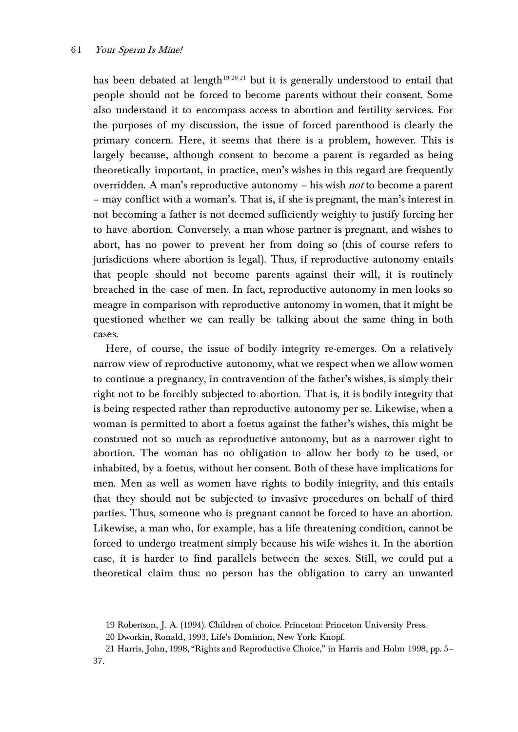has been debated at length[19,20,21] but it is generally understood to entail that people should not be forced to become parents without their consent. Some also understand it to encompass access to abortion and fertility services. For the purposes of my discussion, the issue of forced parenthood is clearly the primary concern. Here, it seems that there is a problem, however. This is largely because, although consent to become a parent is regarded as being theoretically important, in practice, men's wishes in this regard are frequently overridden. A man's reproductive autonomy – his wish *not* to become a parent – may conflict with a woman's. That is, if she is pregnant, the man's interest in not becoming a father is not deemed sufficiently weighty to justify forcing her to have abortion. Conversely, a man whose partner is pregnant, and wishes to abort, has no power to prevent her from doing so (this of course refers to jurisdictions where abortion is legal). Thus, if reproductive autonomy entails that people should not become parents against their will, it is routinely breached in the case of men. In fact, reproductive autonomy in men looks so meagre in comparison with reproductive autonomy in women, that it might be questioned whether we can really be talking about the same thing in both cases.

Here, of course, the issue of bodily integrity re-emerges. On a relatively narrow view of reproductive autonomy, what we respect when we allow women to continue a pregnancy, in contravention of the father's wishes, is simply their right not to be forcibly subjected to abortion. That is, it is bodily integrity that is being respected rather than reproductive autonomy per se. Likewise, when a woman is permitted to abort a foetus against the father's wishes, this might be construed not so much as reproductive autonomy, but as a narrower right to abortion. The woman has no obligation to allow her body to be used, or inhabited, by a foetus, without her consent. Both of these have implications for men. Men as well as women have rights to bodily integrity, and this entails that they should not be subjected to invasive procedures on behalf of third parties. Thus, someone who is pregnant cannot be forced to have an abortion. Likewise, a man who, for example, has a life threatening condition, cannot be forced to undergo treatment simply because his wife wishes it. In the abortion case, it is harder to find parallels between the sexes. Still, we could put a theoretical claim thus: no person has the obligation to carry an unwanted

19 Robertson, J. A. (1994). Children of choice. Princeton: Princeton University Press.

20 Dworkin, Ronald, 1993, Life's Dominion, New York: Knopf.

21 Harris, John, 1998, "Rights and Reproductive Choice," in Harris and Holm 1998, pp. 5–37.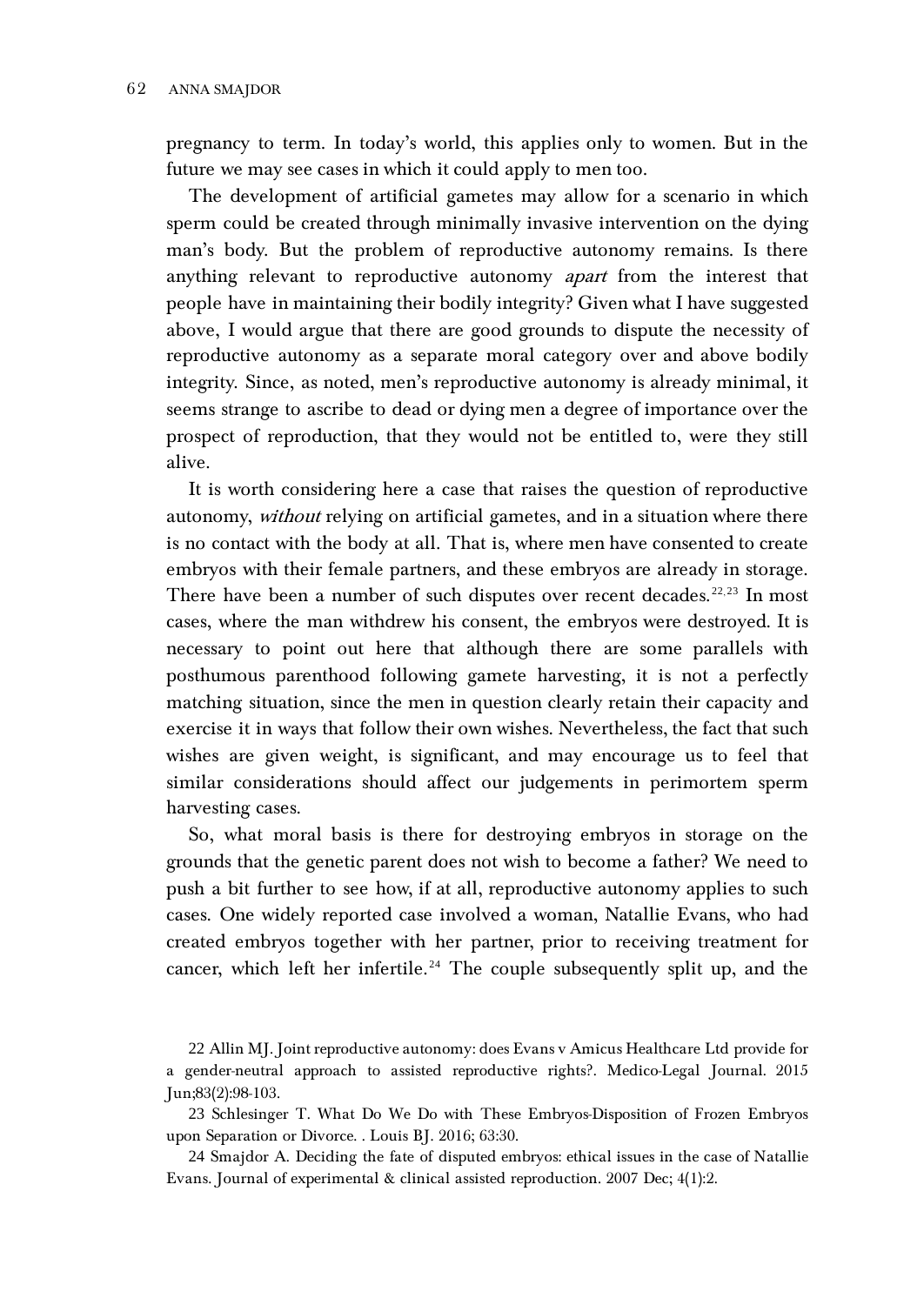pregnancy to term. In today's world, this applies only to women. But in the future we may see cases in which it could apply to men too.

The development of artificial gametes may allow for a scenario in which sperm could be created through minimally invasive intervention on the dying man's body. But the problem of reproductive autonomy remains. Is there anything relevant to reproductive autonomy *apart* from the interest that people have in maintaining their bodily integrity? Given what I have suggested above, I would argue that there are good grounds to dispute the necessity of reproductive autonomy as a separate moral category over and above bodily integrity. Since, as noted, men's reproductive autonomy is already minimal, it seems strange to ascribe to dead or dying men a degree of importance over the prospect of reproduction, that they would not be entitled to, were they still alive.

It is worth considering here a case that raises the question of reproductive autonomy, *without* relying on artificial gametes, and in a situation where there is no contact with the body at all. That is, where men have consented to create embryos with their female partners, and these embryos are already in storage. There have been a number of such disputes over recent decades.[22,23] In most cases, where the man withdrew his consent, the embryos were destroyed. It is necessary to point out here that although there are some parallels with posthumous parenthood following gamete harvesting, it is not a perfectly matching situation, since the men in question clearly retain their capacity and exercise it in ways that follow their own wishes. Nevertheless, the fact that such wishes are given weight, is significant, and may encourage us to feel that similar considerations should affect our judgements in perimortem sperm harvesting cases.

So, what moral basis is there for destroying embryos in storage on the grounds that the genetic parent does not wish to become a father? We need to push a bit further to see how, if at all, reproductive autonomy applies to such cases. One widely reported case involved a woman, Natallie Evans, who had created embryos together with her partner, prior to receiving treatment for cancer, which left her infertile.[24] The couple subsequently split up, and the

22 Allin MJ. Joint reproductive autonomy: does Evans v Amicus Healthcare Ltd provide for a gender-neutral approach to assisted reproductive rights?. Medico-Legal Journal. 2015 Jun;83(2):98-103.

23 Schlesinger T. What Do We Do with These Embryos-Disposition of Frozen Embryos upon Separation or Divorce. . Louis BJ. 2016; 63:30.

24 Smajdor A. Deciding the fate of disputed embryos: ethical issues in the case of Natallie Evans. Journal of experimental & clinical assisted reproduction. 2007 Dec; 4(1):2.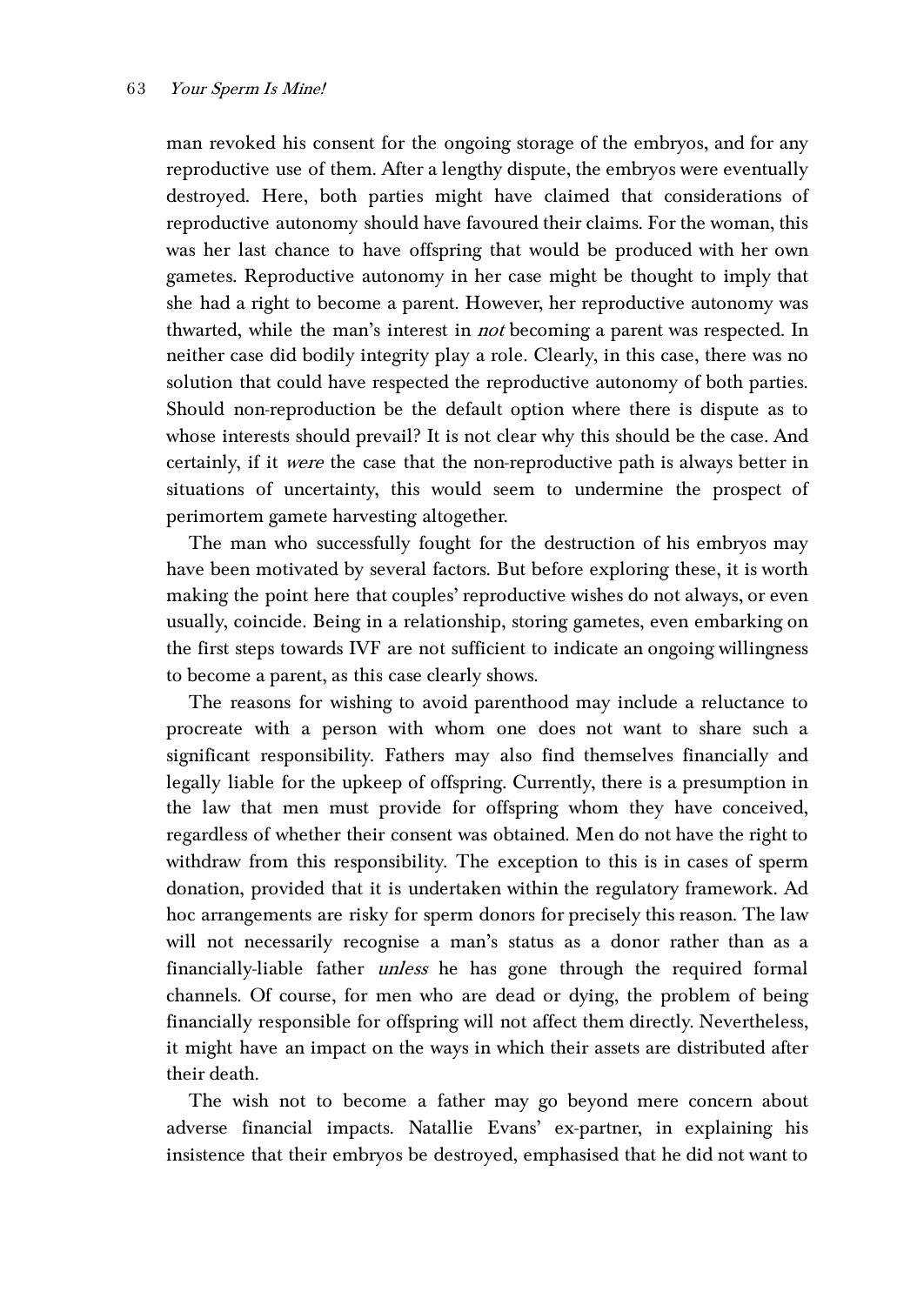man revoked his consent for the ongoing storage of the embryos, and for any reproductive use of them. After a lengthy dispute, the embryos were eventually destroyed. Here, both parties might have claimed that considerations of reproductive autonomy should have favoured their claims. For the woman, this was her last chance to have offspring that would be produced with her own gametes. Reproductive autonomy in her case might be thought to imply that she had a right to become a parent. However, her reproductive autonomy was thwarted, while the man's interest in *not* becoming a parent was respected. In neither case did bodily integrity play a role. Clearly, in this case, there was no solution that could have respected the reproductive autonomy of both parties. Should non-reproduction be the default option where there is dispute as to whose interests should prevail? It is not clear why this should be the case. And certainly, if it *were* the case that the non-reproductive path is always better in situations of uncertainty, this would seem to undermine the prospect of perimortem gamete harvesting altogether.

The man who successfully fought for the destruction of his embryos may have been motivated by several factors. But before exploring these, it is worth making the point here that couples' reproductive wishes do not always, or even usually, coincide. Being in a relationship, storing gametes, even embarking on the first steps towards IVF are not sufficient to indicate an ongoing willingness to become a parent, as this case clearly shows.

The reasons for wishing to avoid parenthood may include a reluctance to procreate with a person with whom one does not want to share such a significant responsibility. Fathers may also find themselves financially and legally liable for the upkeep of offspring. Currently, there is a presumption in the law that men must provide for offspring whom they have conceived, regardless of whether their consent was obtained. Men do not have the right to withdraw from this responsibility. The exception to this is in cases of sperm donation, provided that it is undertaken within the regulatory framework. Ad hoc arrangements are risky for sperm donors for precisely this reason. The law will not necessarily recognise a man's status as a donor rather than as a financially-liable father *unless* he has gone through the required formal channels. Of course, for men who are dead or dying, the problem of being financially responsible for offspring will not affect them directly. Nevertheless, it might have an impact on the ways in which their assets are distributed after their death.

The wish not to become a father may go beyond mere concern about adverse financial impacts. Natallie Evans' ex-partner, in explaining his insistence that their embryos be destroyed, emphasised that he did not want to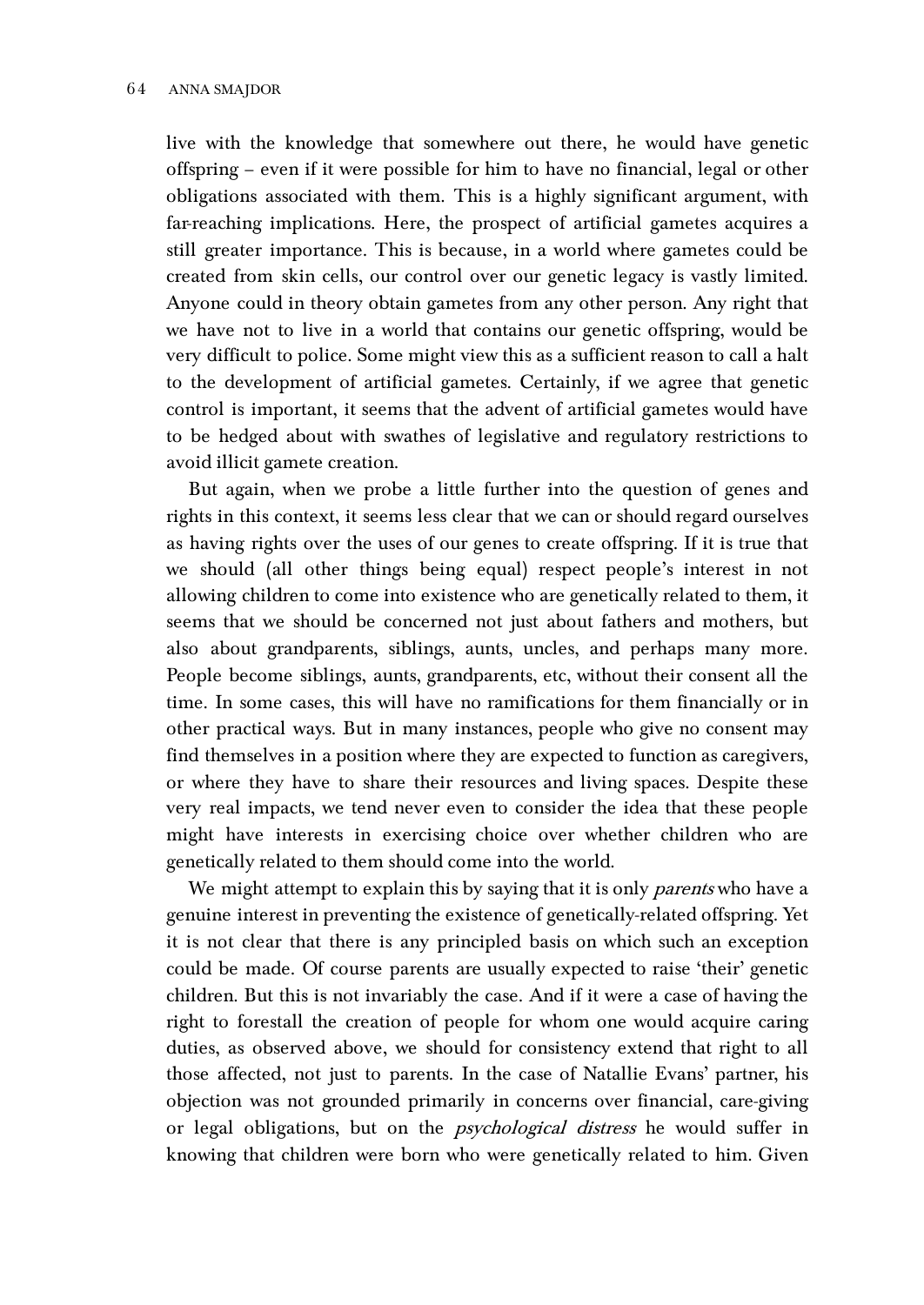live with the knowledge that somewhere out there, he would have genetic offspring – even if it were possible for him to have no financial, legal or other obligations associated with them. This is a highly significant argument, with far-reaching implications. Here, the prospect of artificial gametes acquires a still greater importance. This is because, in a world where gametes could be created from skin cells, our control over our genetic legacy is vastly limited. Anyone could in theory obtain gametes from any other person. Any right that we have not to live in a world that contains our genetic offspring, would be very difficult to police. Some might view this as a sufficient reason to call a halt to the development of artificial gametes. Certainly, if we agree that genetic control is important, it seems that the advent of artificial gametes would have to be hedged about with swathes of legislative and regulatory restrictions to avoid illicit gamete creation.

But again, when we probe a little further into the question of genes and rights in this context, it seems less clear that we can or should regard ourselves as having rights over the uses of our genes to create offspring. If it is true that we should (all other things being equal) respect people's interest in not allowing children to come into existence who are genetically related to them, it seems that we should be concerned not just about fathers and mothers, but also about grandparents, siblings, aunts, uncles, and perhaps many more. People become siblings, aunts, grandparents, etc, without their consent all the time. In some cases, this will have no ramifications for them financially or in other practical ways. But in many instances, people who give no consent may find themselves in a position where they are expected to function as caregivers, or where they have to share their resources and living spaces. Despite these very real impacts, we tend never even to consider the idea that these people might have interests in exercising choice over whether children who are genetically related to them should come into the world.

We might attempt to explain this by saying that it is only *parents* who have a genuine interest in preventing the existence of genetically-related offspring. Yet it is not clear that there is any principled basis on which such an exception could be made. Of course parents are usually expected to raise 'their' genetic children. But this is not invariably the case. And if it were a case of having the right to forestall the creation of people for whom one would acquire caring duties, as observed above, we should for consistency extend that right to all those affected, not just to parents. In the case of Natallie Evans' partner, his objection was not grounded primarily in concerns over financial, care-giving or legal obligations, but on the *psychological distress* he would suffer in knowing that children were born who were genetically related to him. Given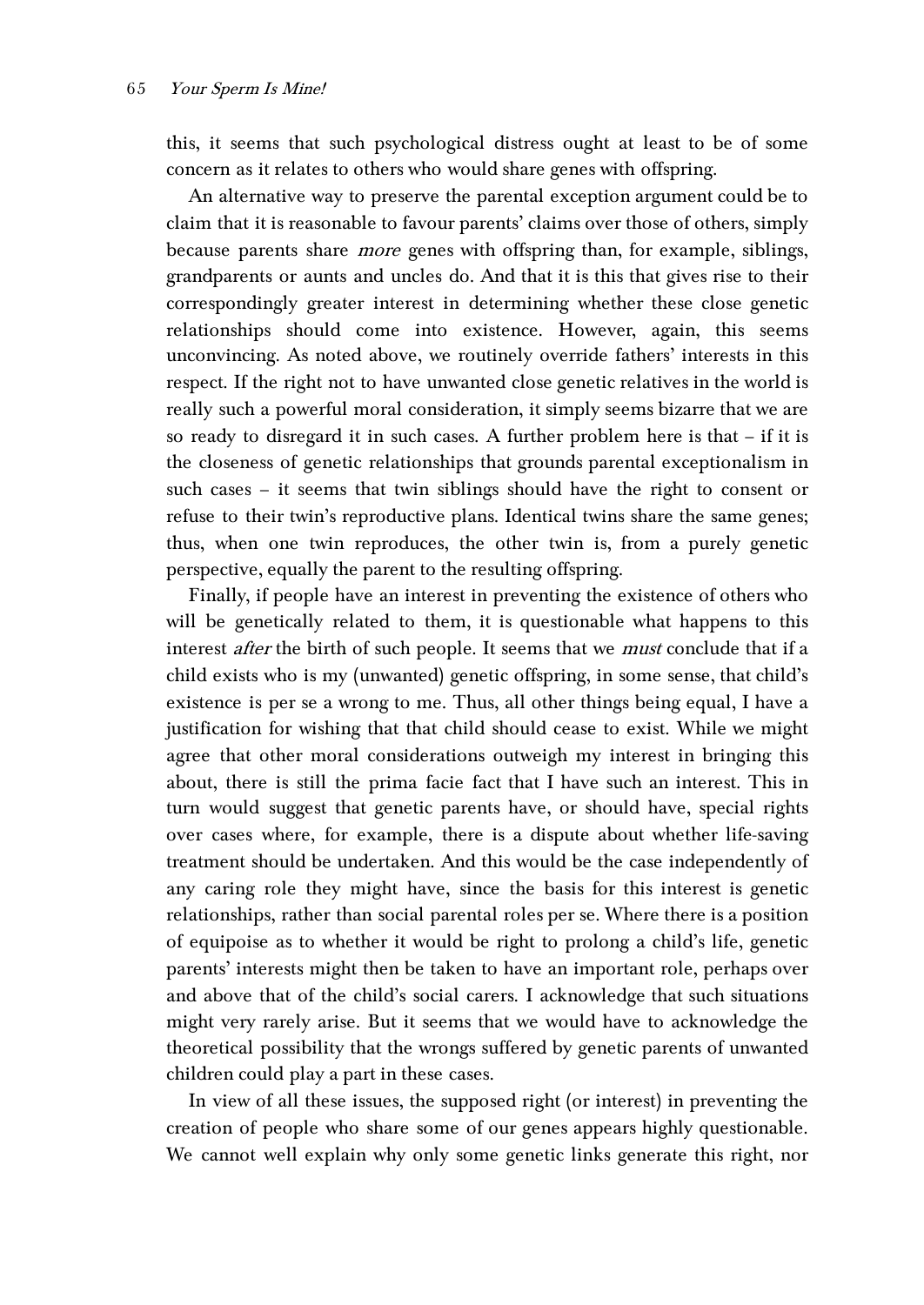this, it seems that such psychological distress ought at least to be of some concern as it relates to others who would share genes with offspring.

An alternative way to preserve the parental exception argument could be to claim that it is reasonable to favour parents' claims over those of others, simply because parents share *more* genes with offspring than, for example, siblings, grandparents or aunts and uncles do. And that it is this that gives rise to their correspondingly greater interest in determining whether these close genetic relationships should come into existence. However, again, this seems unconvincing. As noted above, we routinely override fathers' interests in this respect. If the right not to have unwanted close genetic relatives in the world is really such a powerful moral consideration, it simply seems bizarre that we are so ready to disregard it in such cases. A further problem here is that – if it is the closeness of genetic relationships that grounds parental exceptionalism in such cases – it seems that twin siblings should have the right to consent or refuse to their twin's reproductive plans. Identical twins share the same genes; thus, when one twin reproduces, the other twin is, from a purely genetic perspective, equally the parent to the resulting offspring.

Finally, if people have an interest in preventing the existence of others who will be genetically related to them, it is questionable what happens to this interest *after* the birth of such people. It seems that we *must* conclude that if a child exists who is my (unwanted) genetic offspring, in some sense, that child's existence is per se a wrong to me. Thus, all other things being equal, I have a justification for wishing that that child should cease to exist. While we might agree that other moral considerations outweigh my interest in bringing this about, there is still the prima facie fact that I have such an interest. This in turn would suggest that genetic parents have, or should have, special rights over cases where, for example, there is a dispute about whether life-saving treatment should be undertaken. And this would be the case independently of any caring role they might have, since the basis for this interest is genetic relationships, rather than social parental roles per se. Where there is a position of equipoise as to whether it would be right to prolong a child's life, genetic parents' interests might then be taken to have an important role, perhaps over and above that of the child's social carers. I acknowledge that such situations might very rarely arise. But it seems that we would have to acknowledge the theoretical possibility that the wrongs suffered by genetic parents of unwanted children could play a part in these cases.

In view of all these issues, the supposed right (or interest) in preventing the creation of people who share some of our genes appears highly questionable. We cannot well explain why only some genetic links generate this right, nor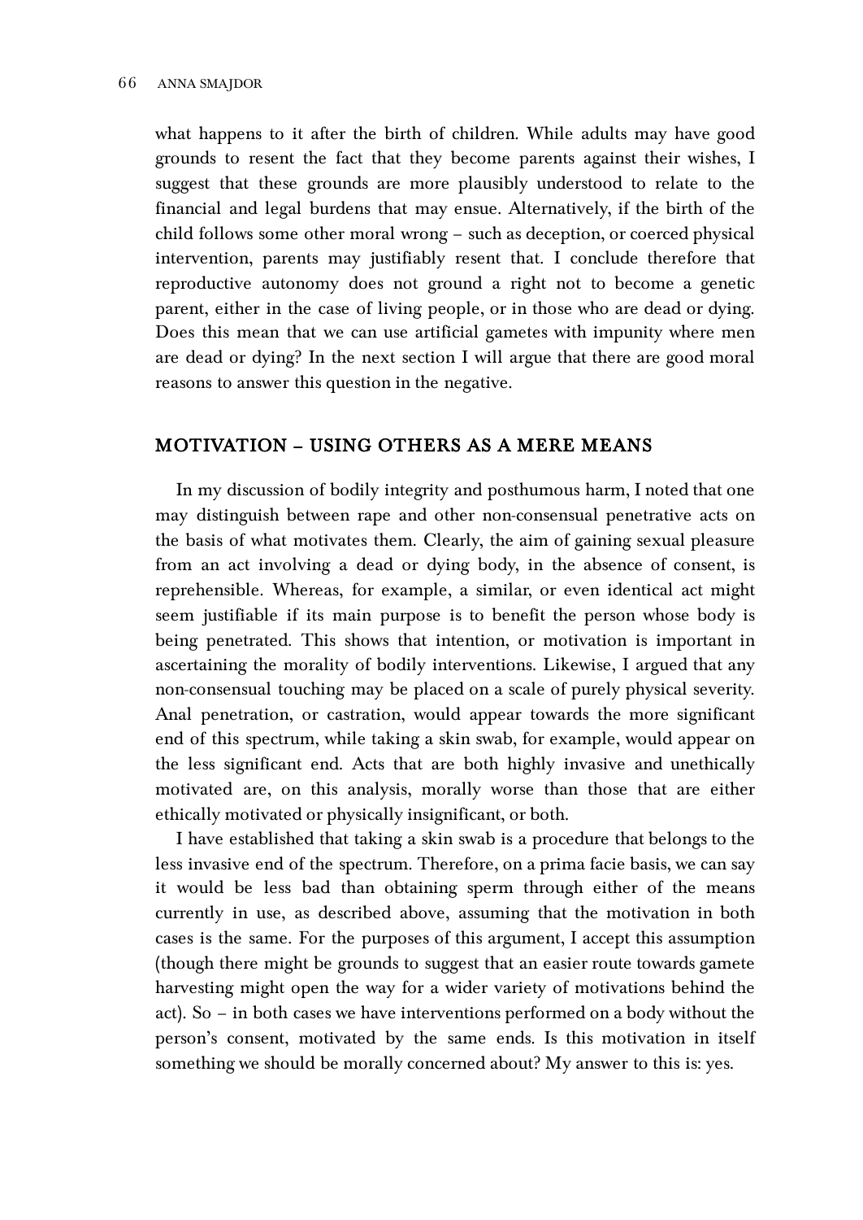what happens to it after the birth of children. While adults may have good grounds to resent the fact that they become parents against their wishes, I suggest that these grounds are more plausibly understood to relate to the financial and legal burdens that may ensue. Alternatively, if the birth of the child follows some other moral wrong – such as deception, or coerced physical intervention, parents may justifiably resent that. I conclude therefore that reproductive autonomy does not ground a right not to become a genetic parent, either in the case of living people, or in those who are dead or dying. Does this mean that we can use artificial gametes with impunity where men are dead or dying? In the next section I will argue that there are good moral reasons to answer this question in the negative.

## MOTIVATION – USING OTHERS AS A MERE MEANS

In my discussion of bodily integrity and posthumous harm, I noted that one may distinguish between rape and other non-consensual penetrative acts on the basis of what motivates them. Clearly, the aim of gaining sexual pleasure from an act involving a dead or dying body, in the absence of consent, is reprehensible. Whereas, for example, a similar, or even identical act might seem justifiable if its main purpose is to benefit the person whose body is being penetrated. This shows that intention, or motivation is important in ascertaining the morality of bodily interventions. Likewise, I argued that any non-consensual touching may be placed on a scale of purely physical severity. Anal penetration, or castration, would appear towards the more significant end of this spectrum, while taking a skin swab, for example, would appear on the less significant end. Acts that are both highly invasive and unethically motivated are, on this analysis, morally worse than those that are either ethically motivated or physically insignificant, or both.

I have established that taking a skin swab is a procedure that belongs to the less invasive end of the spectrum. Therefore, on a prima facie basis, we can say it would be less bad than obtaining sperm through either of the means currently in use, as described above, assuming that the motivation in both cases is the same. For the purposes of this argument, I accept this assumption (though there might be grounds to suggest that an easier route towards gamete harvesting might open the way for a wider variety of motivations behind the act). So – in both cases we have interventions performed on a body without the person's consent, motivated by the same ends. Is this motivation in itself something we should be morally concerned about? My answer to this is: yes.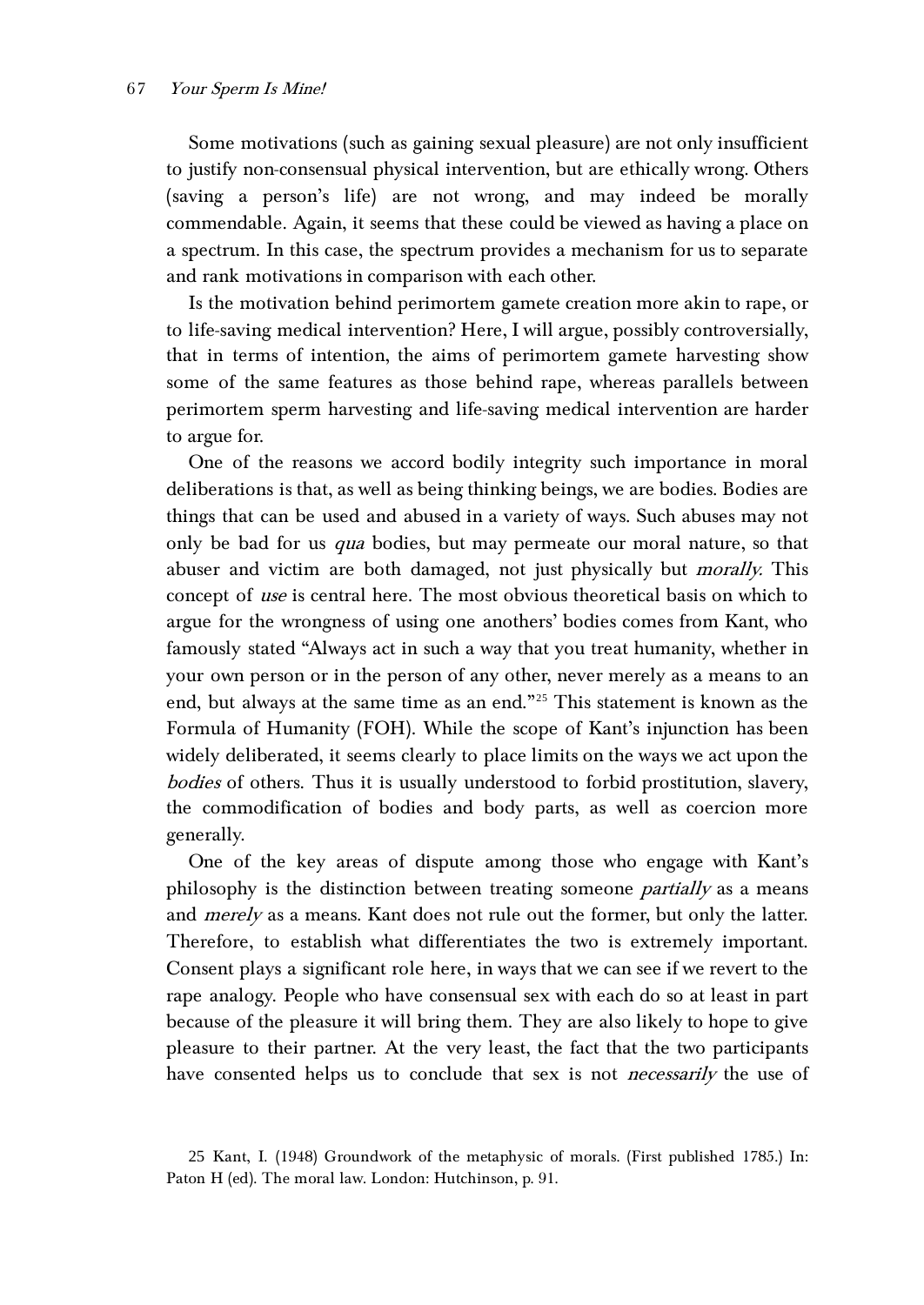Some motivations (such as gaining sexual pleasure) are not only insufficient to justify non-consensual physical intervention, but are ethically wrong. Others (saving a person's life) are not wrong, and may indeed be morally commendable. Again, it seems that these could be viewed as having a place on a spectrum. In this case, the spectrum provides a mechanism for us to separate and rank motivations in comparison with each other.

Is the motivation behind perimortem gamete creation more akin to rape, or to life-saving medical intervention? Here, I will argue, possibly controversially, that in terms of intention, the aims of perimortem gamete harvesting show some of the same features as those behind rape, whereas parallels between perimortem sperm harvesting and life-saving medical intervention are harder to argue for.

One of the reasons we accord bodily integrity such importance in moral deliberations is that, as well as being thinking beings, we are bodies. Bodies are things that can be used and abused in a variety of ways. Such abuses may not only be bad for us *qua* bodies, but may permeate our moral nature, so that abuser and victim are both damaged, not just physically but *morally.* This concept of *use* is central here. The most obvious theoretical basis on which to argue for the wrongness of using one anothers' bodies comes from Kant, who famously stated "Always act in such a way that you treat humanity, whether in your own person or in the person of any other, never merely as a means to an end, but always at the same time as an end."[25] This statement is known as the Formula of Humanity (FOH). While the scope of Kant's injunction has been widely deliberated, it seems clearly to place limits on the ways we act upon the *bodies* of others. Thus it is usually understood to forbid prostitution, slavery, the commodification of bodies and body parts, as well as coercion more generally.

One of the key areas of dispute among those who engage with Kant's philosophy is the distinction between treating someone *partially* as a means and *merely* as a means. Kant does not rule out the former, but only the latter. Therefore, to establish what differentiates the two is extremely important. Consent plays a significant role here, in ways that we can see if we revert to the rape analogy. People who have consensual sex with each do so at least in part because of the pleasure it will bring them. They are also likely to hope to give pleasure to their partner. At the very least, the fact that the two participants have consented helps us to conclude that sex is not *necessarily* the use of

25 Kant, I. (1948) Groundwork of the metaphysic of morals. (First published 1785.) In: Paton H (ed). The moral law. London: Hutchinson, p. 91.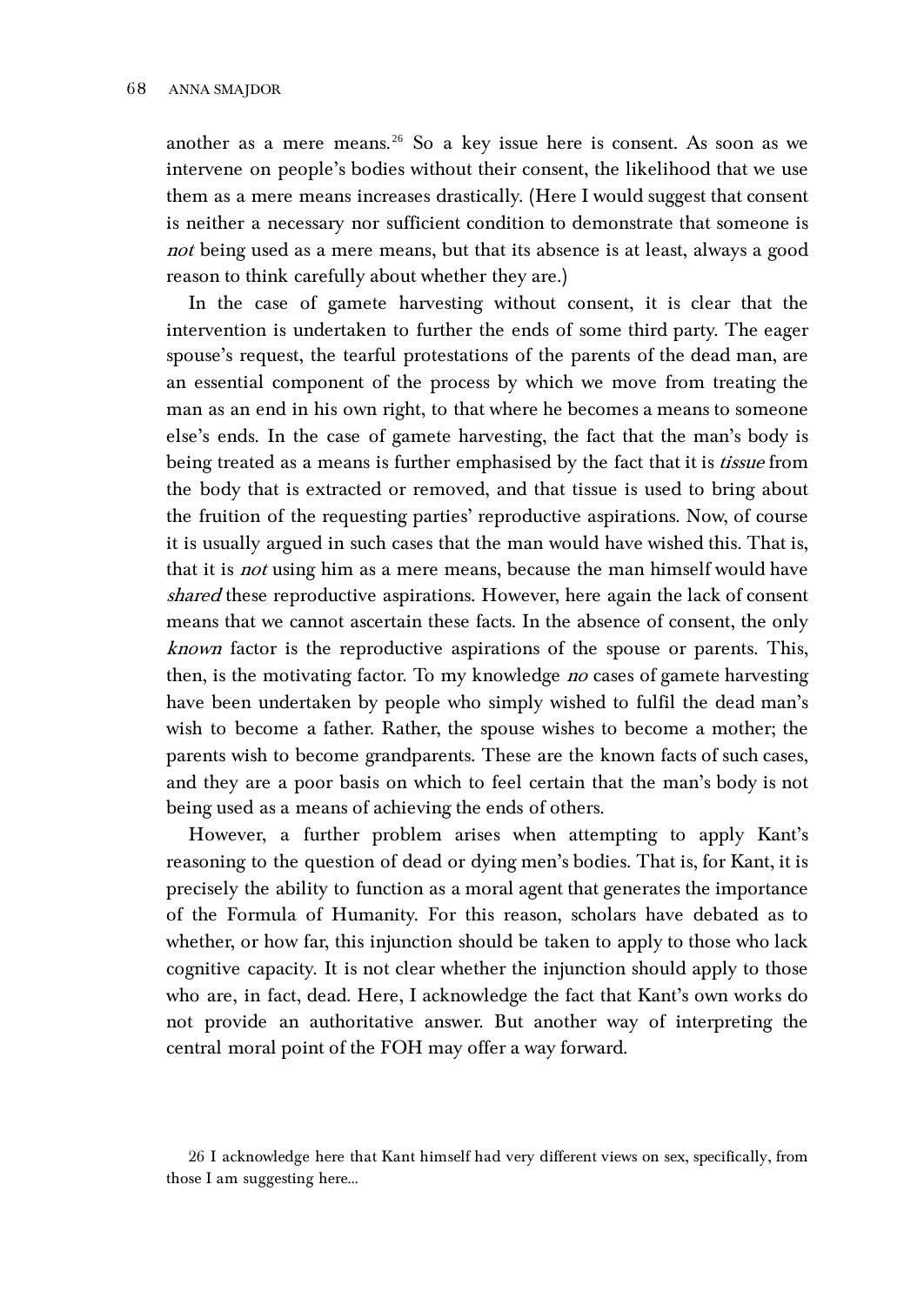another as a mere means.[26] So a key issue here is consent. As soon as we intervene on people's bodies without their consent, the likelihood that we use them as a mere means increases drastically. (Here I would suggest that consent is neither a necessary nor sufficient condition to demonstrate that someone is *not* being used as a mere means, but that its absence is at least, always a good reason to think carefully about whether they are.)

In the case of gamete harvesting without consent, it is clear that the intervention is undertaken to further the ends of some third party. The eager spouse's request, the tearful protestations of the parents of the dead man, are an essential component of the process by which we move from treating the man as an end in his own right, to that where he becomes a means to someone else's ends. In the case of gamete harvesting, the fact that the man's body is being treated as a means is further emphasised by the fact that it is *tissue* from the body that is extracted or removed, and that tissue is used to bring about the fruition of the requesting parties' reproductive aspirations. Now, of course it is usually argued in such cases that the man would have wished this. That is, that it is *not* using him as a mere means, because the man himself would have *shared* these reproductive aspirations. However, here again the lack of consent means that we cannot ascertain these facts. In the absence of consent, the only *known* factor is the reproductive aspirations of the spouse or parents. This, then, is the motivating factor. To my knowledge *no* cases of gamete harvesting have been undertaken by people who simply wished to fulfil the dead man's wish to become a father. Rather, the spouse wishes to become a mother; the parents wish to become grandparents. These are the known facts of such cases, and they are a poor basis on which to feel certain that the man's body is not being used as a means of achieving the ends of others.

However, a further problem arises when attempting to apply Kant's reasoning to the question of dead or dying men's bodies. That is, for Kant, it is precisely the ability to function as a moral agent that generates the importance of the Formula of Humanity. For this reason, scholars have debated as to whether, or how far, this injunction should be taken to apply to those who lack cognitive capacity. It is not clear whether the injunction should apply to those who are, in fact, dead. Here, I acknowledge the fact that Kant's own works do not provide an authoritative answer. But another way of interpreting the central moral point of the FOH may offer a way forward.

---

26 I acknowledge here that Kant himself had very different views on sex, specifically, from those I am suggesting here...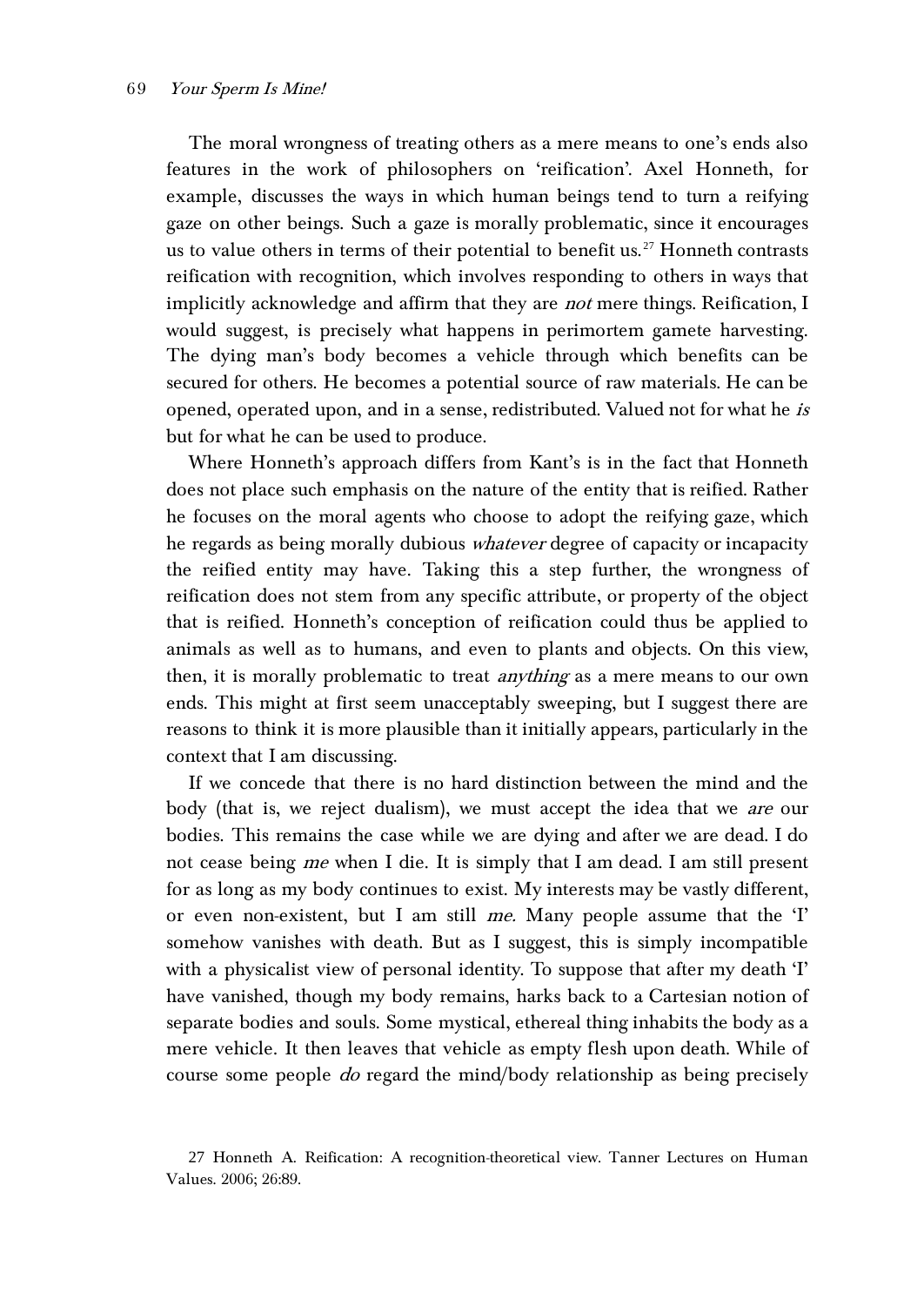The moral wrongness of treating others as a mere means to one's ends also features in the work of philosophers on 'reification'. Axel Honneth, for example, discusses the ways in which human beings tend to turn a reifying gaze on other beings. Such a gaze is morally problematic, since it encourages us to value others in terms of their potential to benefit us.[27] Honneth contrasts reification with recognition, which involves responding to others in ways that implicitly acknowledge and affirm that they are *not* mere things. Reification, I would suggest, is precisely what happens in perimortem gamete harvesting. The dying man's body becomes a vehicle through which benefits can be secured for others. He becomes a potential source of raw materials. He can be opened, operated upon, and in a sense, redistributed. Valued not for what he *is* but for what he can be used to produce.

Where Honneth's approach differs from Kant's is in the fact that Honneth does not place such emphasis on the nature of the entity that is reified. Rather he focuses on the moral agents who choose to adopt the reifying gaze, which he regards as being morally dubious *whatever* degree of capacity or incapacity the reified entity may have. Taking this a step further, the wrongness of reification does not stem from any specific attribute, or property of the object that is reified. Honneth's conception of reification could thus be applied to animals as well as to humans, and even to plants and objects. On this view, then, it is morally problematic to treat *anything* as a mere means to our own ends. This might at first seem unacceptably sweeping, but I suggest there are reasons to think it is more plausible than it initially appears, particularly in the context that I am discussing.

If we concede that there is no hard distinction between the mind and the body (that is, we reject dualism), we must accept the idea that we *are* our bodies. This remains the case while we are dying and after we are dead. I do not cease being *me* when I die. It is simply that I am dead. I am still present for as long as my body continues to exist. My interests may be vastly different, or even non-existent, but I am still *me.* Many people assume that the 'I' somehow vanishes with death. But as I suggest, this is simply incompatible with a physicalist view of personal identity. To suppose that after my death 'I' have vanished, though my body remains, harks back to a Cartesian notion of separate bodies and souls. Some mystical, ethereal thing inhabits the body as a mere vehicle. It then leaves that vehicle as empty flesh upon death. While of course some people *do* regard the mind/body relationship as being precisely

27 Honneth A. Reification: A recognition-theoretical view. Tanner Lectures on Human Values. 2006; 26:89.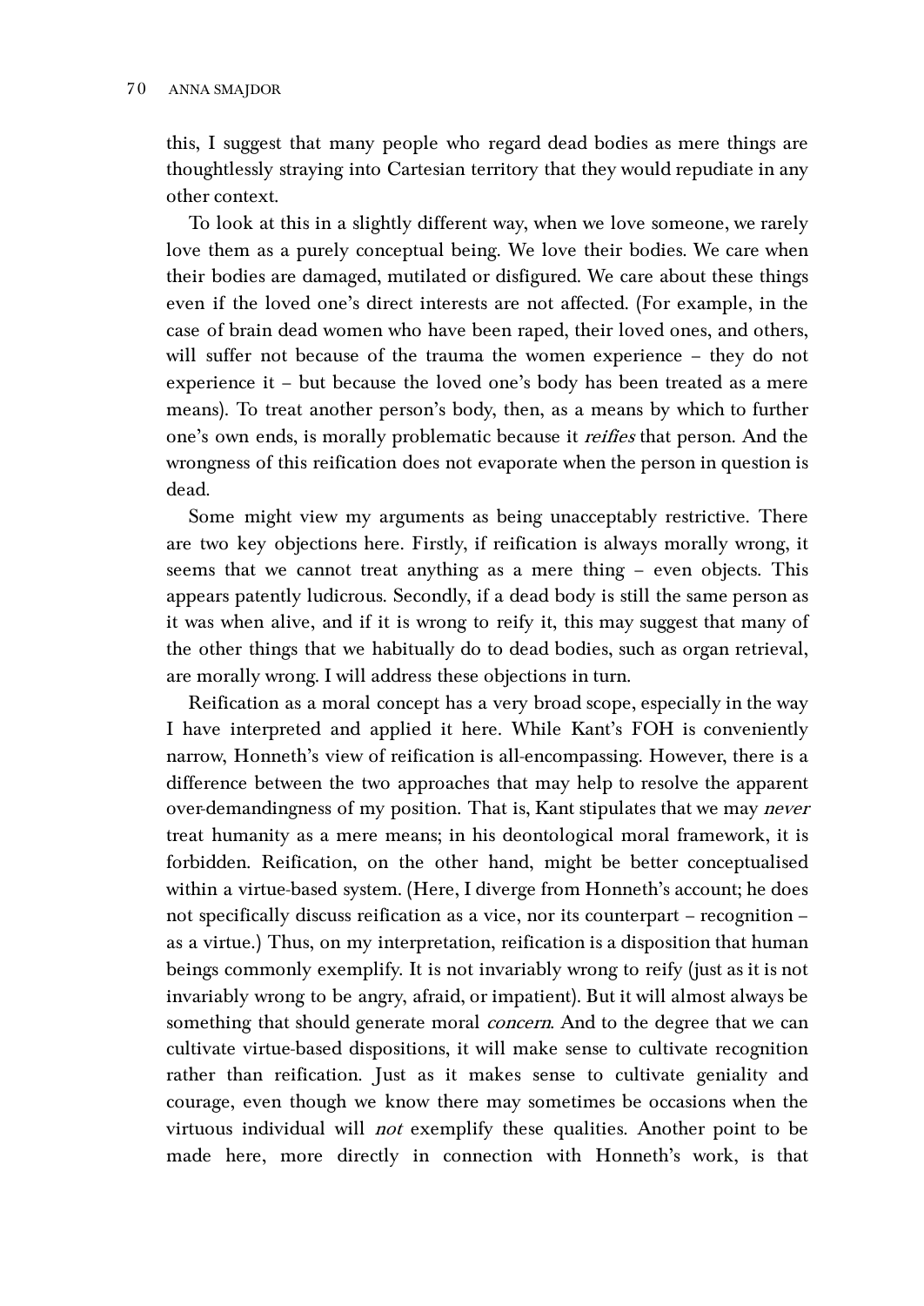this, I suggest that many people who regard dead bodies as mere things are thoughtlessly straying into Cartesian territory that they would repudiate in any other context.

To look at this in a slightly different way, when we love someone, we rarely love them as a purely conceptual being. We love their bodies. We care when their bodies are damaged, mutilated or disfigured. We care about these things even if the loved one's direct interests are not affected. (For example, in the case of brain dead women who have been raped, their loved ones, and others, will suffer not because of the trauma the women experience – they do not experience it – but because the loved one's body has been treated as a mere means). To treat another person's body, then, as a means by which to further one's own ends, is morally problematic because it *reifies* that person. And the wrongness of this reification does not evaporate when the person in question is dead.

Some might view my arguments as being unacceptably restrictive. There are two key objections here. Firstly, if reification is always morally wrong, it seems that we cannot treat anything as a mere thing – even objects. This appears patently ludicrous. Secondly, if a dead body is still the same person as it was when alive, and if it is wrong to reify it, this may suggest that many of the other things that we habitually do to dead bodies, such as organ retrieval, are morally wrong. I will address these objections in turn.

Reification as a moral concept has a very broad scope, especially in the way I have interpreted and applied it here. While Kant's FOH is conveniently narrow, Honneth's view of reification is all-encompassing. However, there is a difference between the two approaches that may help to resolve the apparent over-demandingness of my position. That is, Kant stipulates that we may *never* treat humanity as a mere means; in his deontological moral framework, it is forbidden. Reification, on the other hand, might be better conceptualised within a virtue-based system. (Here, I diverge from Honneth's account; he does not specifically discuss reification as a vice, nor its counterpart – recognition – as a virtue.) Thus, on my interpretation, reification is a disposition that human beings commonly exemplify. It is not invariably wrong to reify (just as it is not invariably wrong to be angry, afraid, or impatient). But it will almost always be something that should generate moral *concern*. And to the degree that we can cultivate virtue-based dispositions, it will make sense to cultivate recognition rather than reification. Just as it makes sense to cultivate geniality and courage, even though we know there may sometimes be occasions when the virtuous individual will *not* exemplify these qualities. Another point to be made here, more directly in connection with Honneth's work, is that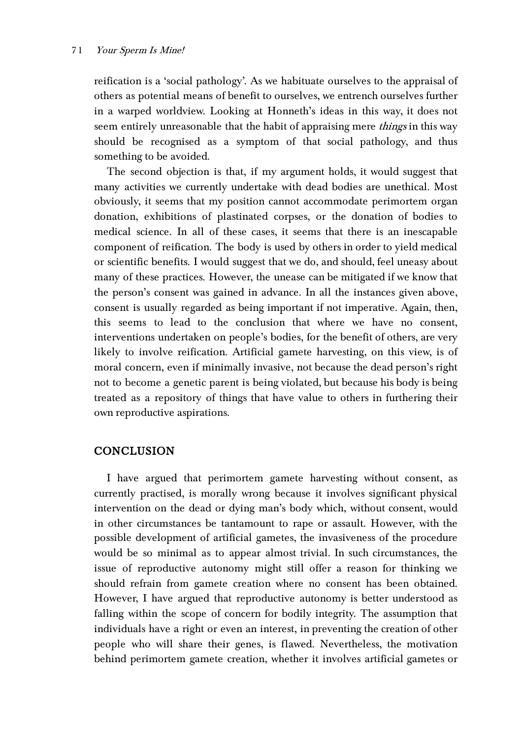reification is a 'social pathology'. As we habituate ourselves to the appraisal of others as potential means of benefit to ourselves, we entrench ourselves further in a warped worldview. Looking at Honneth's ideas in this way, it does not seem entirely unreasonable that the habit of appraising mere *things* in this way should be recognised as a symptom of that social pathology, and thus something to be avoided.

The second objection is that, if my argument holds, it would suggest that many activities we currently undertake with dead bodies are unethical. Most obviously, it seems that my position cannot accommodate perimortem organ donation, exhibitions of plastinated corpses, or the donation of bodies to medical science. In all of these cases, it seems that there is an inescapable component of reification. The body is used by others in order to yield medical or scientific benefits. I would suggest that we do, and should, feel uneasy about many of these practices. However, the unease can be mitigated if we know that the person's consent was gained in advance. In all the instances given above, consent is usually regarded as being important if not imperative. Again, then, this seems to lead to the conclusion that where we have no consent, interventions undertaken on people's bodies, for the benefit of others, are very likely to involve reification. Artificial gamete harvesting, on this view, is of moral concern, even if minimally invasive, not because the dead person's right not to become a genetic parent is being violated, but because his body is being treated as a repository of things that have value to others in furthering their own reproductive aspirations.

## CONCLUSION

I have argued that perimortem gamete harvesting without consent, as currently practised, is morally wrong because it involves significant physical intervention on the dead or dying man's body which, without consent, would in other circumstances be tantamount to rape or assault. However, with the possible development of artificial gametes, the invasiveness of the procedure would be so minimal as to appear almost trivial. In such circumstances, the issue of reproductive autonomy might still offer a reason for thinking we should refrain from gamete creation where no consent has been obtained. However, I have argued that reproductive autonomy is better understood as falling within the scope of concern for bodily integrity. The assumption that individuals have a right or even an interest, in preventing the creation of other people who will share their genes, is flawed. Nevertheless, the motivation behind perimortem gamete creation, whether it involves artificial gametes or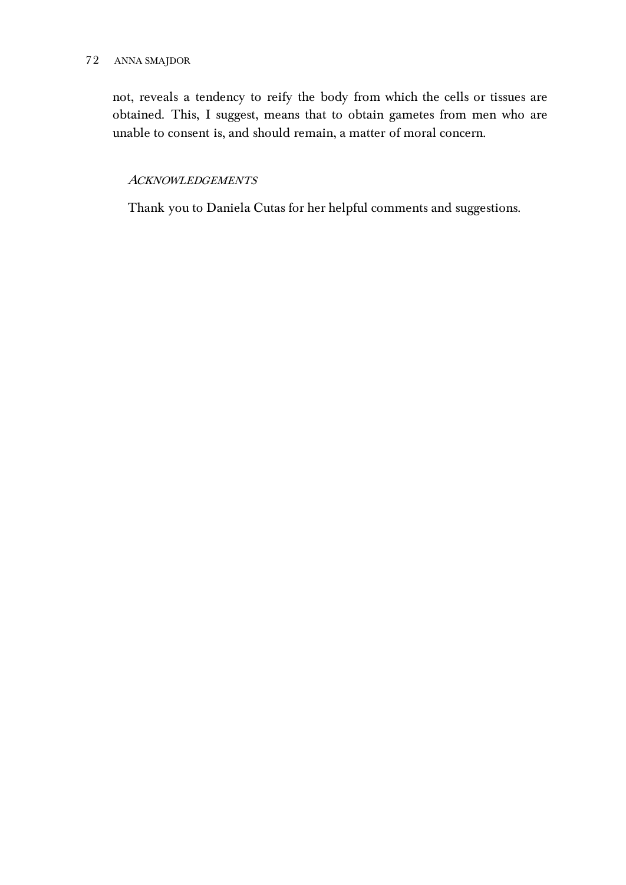not, reveals a tendency to reify the body from which the cells or tissues are obtained. This, I suggest, means that to obtain gametes from men who are unable to consent is, and should remain, a matter of moral concern.

## *Acknowledgements*

Thank you to Daniela Cutas for her helpful comments and suggestions.